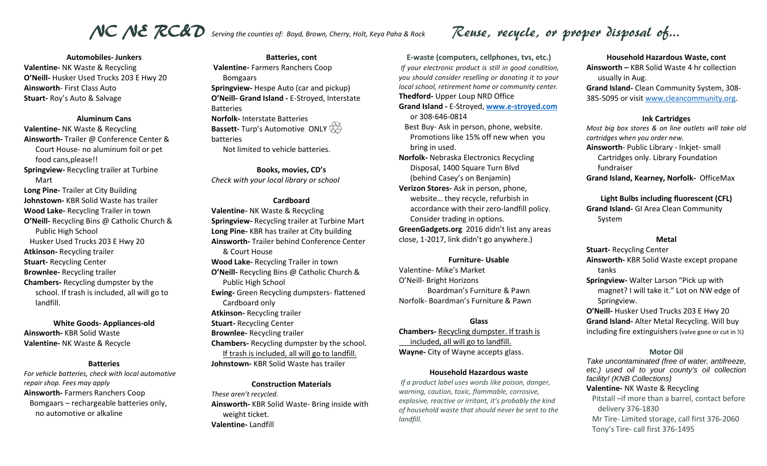# NC NE RC&D

*Serving the counties of: Boyd, Brown, Cherry, Holt, Keya Paha & Rock*

# Reuse, recycle, or proper disposal of...

### Automobiles- Junkers

**Valentine-** NK Waste & Recycling
**O'Neill-** Husker Used Trucks 203 E Hwy 20
**Ainsworth**- First Class Auto
**Stuart-** Roy's Auto & Salvage

### Aluminum Cans

**Valentine-** NK Waste & Recycling
**Ainsworth-** Trailer @ Conference Center & Court House- no aluminum foil or pet food cans,please!!
**Springview-** Recycling trailer at Turbine Mart
**Long Pine-** Trailer at City Building
**Johnstown-** KBR Solid Waste has trailer
**Wood Lake-** Recycling Trailer in town
**O'Neill-** Recycling Bins @ Catholic Church & Public High School
Husker Used Trucks 203 E Hwy 20
**Atkinson-** Recycling trailer
**Stuart-** Recycling Center
**Brownlee-** Recycling trailer
**Chambers-** Recycling dumpster by the school. If trash is included, all will go to landfill.

### White Goods- Appliances-old

**Ainsworth-** KBR Solid Waste
**Valentine-** NK Waste & Recycle

### Batteries

*For vehicle batteries, check with local automotive repair shop. Fees may apply*
**Ainsworth-** Farmers Ranchers Coop
Bomgaars – rechargeable batteries only, no automotive or alkaline

### Batteries, cont

**Valentine-** Farmers Ranchers Coop
Bomgaars
**Springview-** Hespe Auto (car and pickup)
**O'Neill- Grand Island -** E-Stroyed, Interstate Batteries
**Norfolk-** Interstate Batteries
**Bassett-** Turp's Automotive ONLY ♲ batteries
Not limited to vehicle batteries.

### Books, movies, CD's

*Check with your local library or school*

### Cardboard

**Valentine-** NK Waste & Recycling
**Springview-** Recycling trailer at Turbine Mart
**Long Pine-** KBR has trailer at City building
**Ainsworth-** Trailer behind Conference Center & Court House
**Wood Lake-** Recycling Trailer in town
**O'Neill-** Recycling Bins @ Catholic Church & Public High School
**Ewing-** Green Recycling dumpsters- flattened Cardboard only
**Atkinson-** Recycling trailer
**Stuart-** Recycling Center
**Brownlee-** Recycling trailer
**Chambers-** Recycling dumpster by the school. If trash is included, all will go to landfill.
**Johnstown-** KBR Solid Waste has trailer

### Construction Materials

*These aren't recycled.*
**Ainsworth-** KBR Solid Waste- Bring inside with weight ticket.
**Valentine-** Landfill

### E-waste (computers, cellphones, tvs, etc.)

*If your electronic product is still in good condition, you should consider reselling or donating it to your local school, retirement home or community center.*
**Thedford-** Upper Loup NRD Office
**Grand Island -** E-Stroyed, www.e-stroyed.com or 308-646-0814
Best Buy- Ask in person, phone, website. Promotions like 15% off new when you bring in used.
**Norfolk-** Nebraska Electronics Recycling Disposal, 1400 Square Turn Blvd (behind Casey's on Benjamin)
**Verizon Stores-** Ask in person, phone, website… they recycle, refurbish in accordance with their zero-landfill policy. Consider trading in options.
**GreenGadgets.org** 2016 didn't list any areas close, 1-2017, link didn't go anywhere.)

### Furniture- Usable

Valentine- Mike's Market
O'Neill- Bright Horizons
Boardman's Furniture & Pawn
Norfolk- Boardman's Furniture & Pawn

### Glass

**Chambers-** Recycling dumpster. If trash is included, all will go to landfill.
**Wayne-** City of Wayne accepts glass.

### Household Hazardous waste

*If a product label uses words like poison, danger, warning, caution, toxic, flammable, corrosive, explosive, reactive or irritant, it's probably the kind of household waste that should never be sent to the landfill.*

### Household Hazardous Waste, cont

**Ainsworth –** KBR Solid Waste 4 hr collection usually in Aug.
**Grand Island-** Clean Community System, 308-385-5095 or visit www.cleancommunity.org.

### Ink Cartridges

*Most big box stores & on line outlets will take old cartridges when you order new.*
**Ainsworth**- Public Library - Inkjet- small Cartridges only. Library Foundation fundraiser
**Grand Island, Kearney, Norfolk-** OfficeMax

### Light Bulbs including fluorescent (CFL)

**Grand Island-** GI Area Clean Community System

### Metal

**Stuart-** Recycling Center
**Ainsworth-** KBR Solid Waste except propane tanks
**Springview-** Walter Larson "Pick up with magnet? I will take it." Lot on NW edge of Springview.
**O'Neill-** Husker Used Trucks 203 E Hwy 20
**Grand Island-** Alter Metal Recycling. Will buy including fire extinguishers (valve gone or cut in ½)

### Motor Oil

*Take uncontaminated (free of water, antifreeze, etc.) used oil to your county's oil collection facility! (KNB Collections)*
**Valentine-** NK Waste & Recycling
Pitstall –if more than a barrel, contact before delivery 376-1830
Mr Tire- Limited storage, call first 376-2060
Tony's Tire- call first 376-1495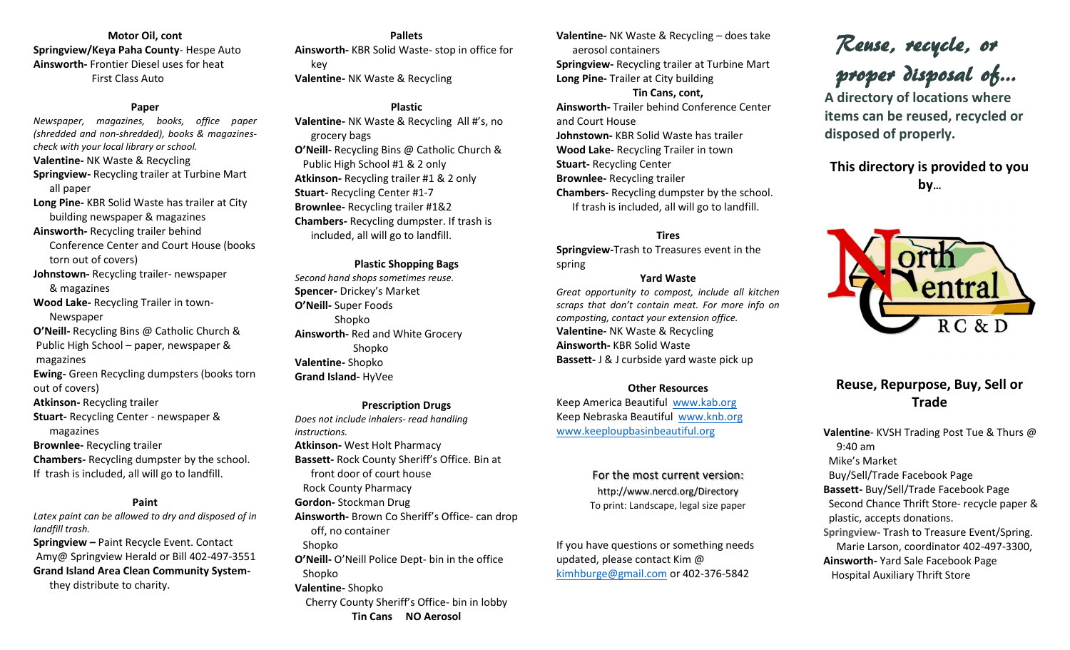### Motor Oil, cont

**Springview/Keya Paha County**- Hespe Auto
**Ainsworth-** Frontier Diesel uses for heat
First Class Auto

### Paper

*Newspaper, magazines, books, office paper (shredded and non-shredded), books & magazines- check with your local library or school.*

**Valentine-** NK Waste & Recycling
**Springview-** Recycling trailer at Turbine Mart all paper
**Long Pine-** KBR Solid Waste has trailer at City building newspaper & magazines
**Ainsworth-** Recycling trailer behind Conference Center and Court House (books torn out of covers)
**Johnstown-** Recycling trailer- newspaper & magazines
**Wood Lake-** Recycling Trailer in town- Newspaper
**O'Neill-** Recycling Bins @ Catholic Church & Public High School – paper, newspaper & magazines
**Ewing-** Green Recycling dumpsters (books torn out of covers)
**Atkinson-** Recycling trailer
**Stuart-** Recycling Center - newspaper & magazines
**Brownlee-** Recycling trailer
**Chambers-** Recycling dumpster by the school. If trash is included, all will go to landfill.

### Paint

*Latex paint can be allowed to dry and disposed of in landfill trash.*

**Springview –** Paint Recycle Event. Contact Amy@ Springview Herald or Bill 402-497-3551
**Grand Island Area Clean Community System-** they distribute to charity.

### Pallets

**Ainsworth-** KBR Solid Waste- stop in office for key
**Valentine-** NK Waste & Recycling

### Plastic

**Valentine-** NK Waste & Recycling All #'s, no grocery bags
**O'Neill-** Recycling Bins @ Catholic Church & Public High School #1 & 2 only
**Atkinson-** Recycling trailer #1 & 2 only
**Stuart-** Recycling Center #1-7
**Brownlee-** Recycling trailer #1&2
**Chambers-** Recycling dumpster. If trash is included, all will go to landfill.

### Plastic Shopping Bags

*Second hand shops sometimes reuse.*

**Spencer-** Drickey's Market
**O'Neill-** Super Foods
Shopko
**Ainsworth-** Red and White Grocery
Shopko
**Valentine-** Shopko
**Grand Island-** HyVee

### Prescription Drugs

*Does not include inhalers- read handling instructions.*

**Atkinson-** West Holt Pharmacy
**Bassett-** Rock County Sheriff's Office. Bin at front door of court house
Rock County Pharmacy
**Gordon-** Stockman Drug
**Ainsworth-** Brown Co Sheriff's Office- can drop off, no container
Shopko
**O'Neill-** O'Neill Police Dept- bin in the office
Shopko
**Valentine-** Shopko
Cherry County Sheriff's Office- bin in lobby

### Tin Cans NO Aerosol

**Valentine-** NK Waste & Recycling – does take aerosol containers
**Springview-** Recycling trailer at Turbine Mart
**Long Pine-** Trailer at City building

### Tin Cans, cont,

**Ainsworth-** Trailer behind Conference Center and Court House
**Johnstown-** KBR Solid Waste has trailer
**Wood Lake-** Recycling Trailer in town
**Stuart-** Recycling Center
**Brownlee-** Recycling trailer
**Chambers-** Recycling dumpster by the school. If trash is included, all will go to landfill.

### Tires

**Springview-**Trash to Treasures event in the spring

### Yard Waste

*Great opportunity to compost, include all kitchen scraps that don't contain meat. For more info on composting, contact your extension office.*

**Valentine-** NK Waste & Recycling
**Ainsworth-** KBR Solid Waste
**Bassett-** J & J curbside yard waste pick up

### Other Resources

Keep America Beautiful www.kab.org
Keep Nebraska Beautiful www.knb.org
www.keeploupbasinbeautiful.org

For the most current version:
http://www.nercd.org/Directory
To print: Landscape, legal size paper

If you have questions or something needs updated, please contact Kim @ kimhburge@gmail.com or 402-376-5842

# *Reuse, recycle, or proper disposal of…*

**A directory of locations where items can be reused, recycled or disposed of properly.**

**This directory is provided to you by…**

North Central RC & D

## Reuse, Repurpose, Buy, Sell or Trade

**Valentine**- KVSH Trading Post Tue & Thurs @ 9:40 am
Mike's Market
Buy/Sell/Trade Facebook Page
**Bassett-** Buy/Sell/Trade Facebook Page
Second Chance Thrift Store- recycle paper & plastic, accepts donations.
**Springview**- Trash to Treasure Event/Spring. Marie Larson, coordinator 402-497-3300,
**Ainsworth-** Yard Sale Facebook Page
Hospital Auxiliary Thrift Store